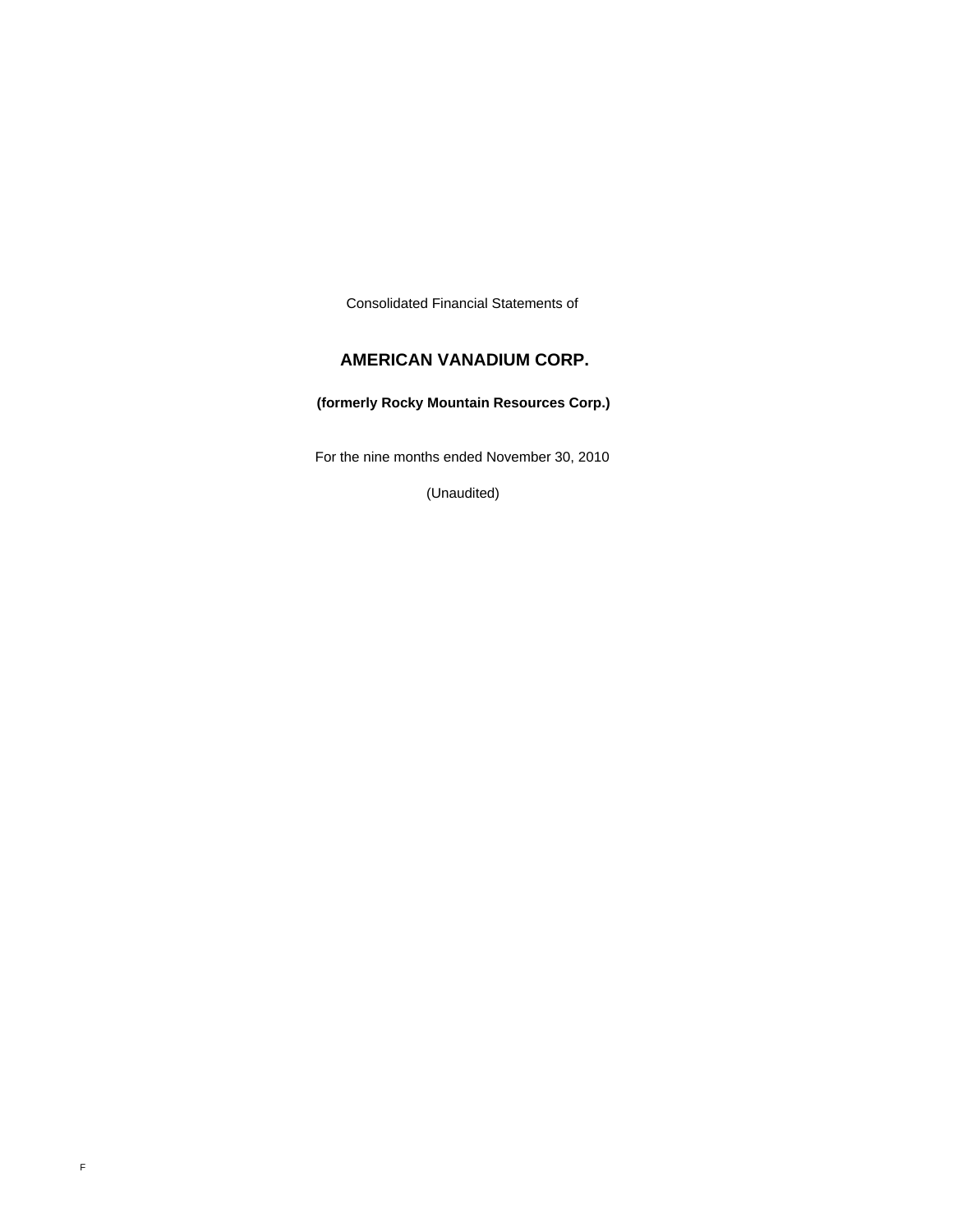Consolidated Financial Statements of

# AMERICAN VANADIUM CORP.

**(formerly Rocky Mountain Resources Corp.)**

For the nine months ended November 30, 2010

(Unaudited)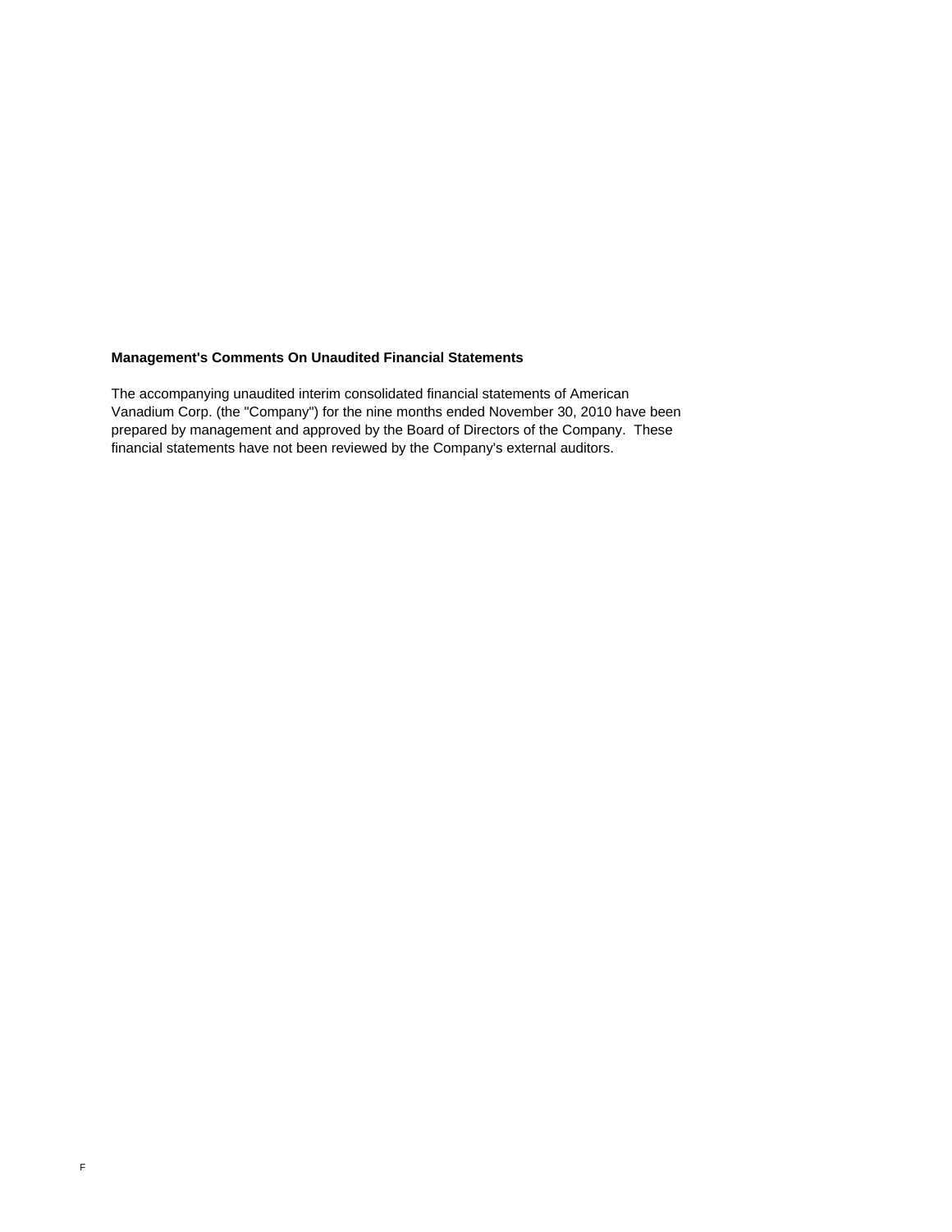**Management's Comments On Unaudited Financial Statements**

The accompanying unaudited interim consolidated financial statements of American Vanadium Corp. (the "Company") for the nine months ended November 30, 2010 have been prepared by management and approved by the Board of Directors of the Company. These financial statements have not been reviewed by the Company's external auditors.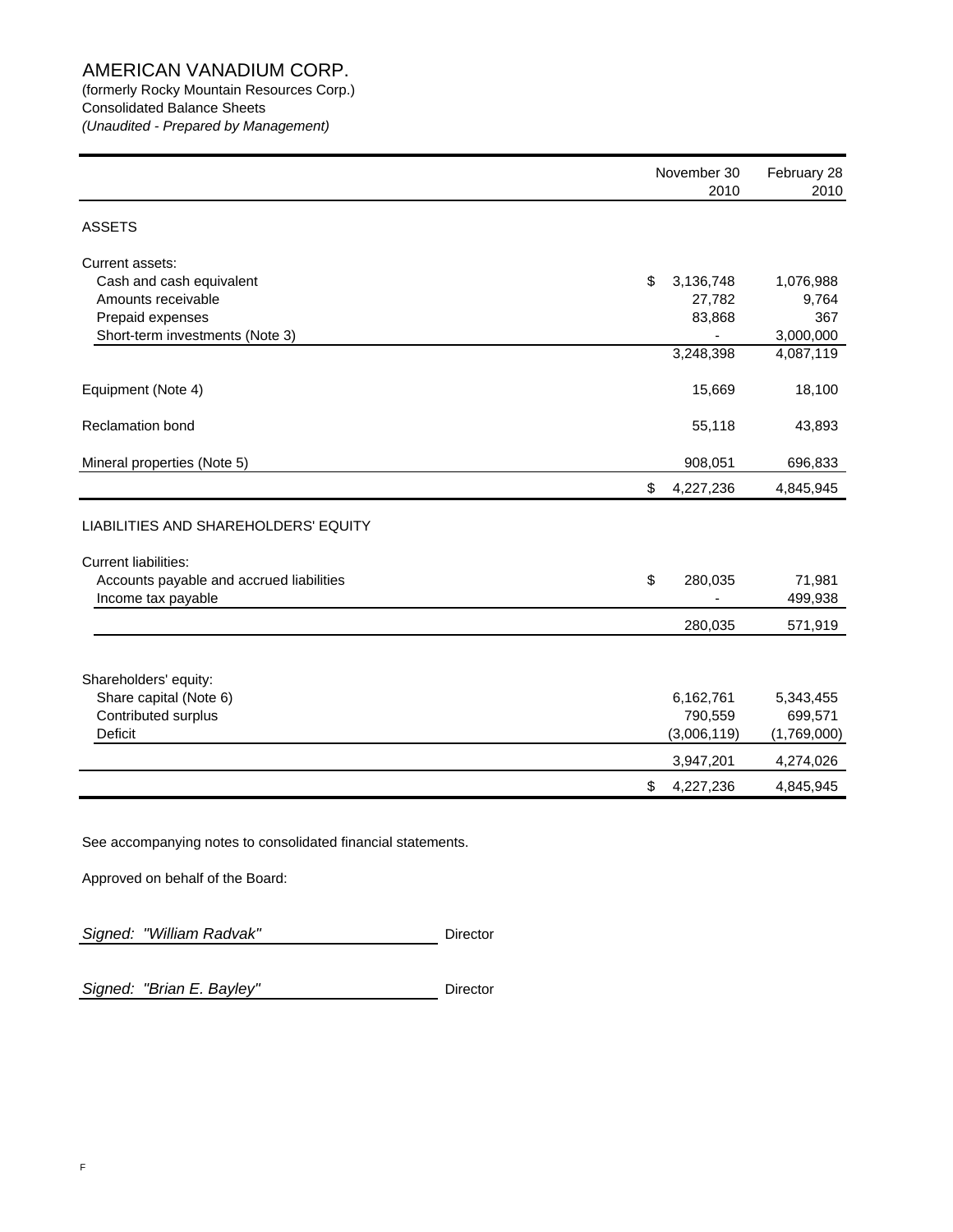# AMERICAN VANADIUM CORP.

(formerly Rocky Mountain Resources Corp.)
Consolidated Balance Sheets
*(Unaudited - Prepared by Management)*

| | November 30 2010 | February 28 2010 |
|---|---|---|
| ASSETS | | |
| Current assets: | | |
| Cash and cash equivalent | $ 3,136,748 | 1,076,988 |
| Amounts receivable | 27,782 | 9,764 |
| Prepaid expenses | 83,868 | 367 |
| Short-term investments (Note 3) | - | 3,000,000 |
| | 3,248,398 | 4,087,119 |
| Equipment (Note 4) | 15,669 | 18,100 |
| Reclamation bond | 55,118 | 43,893 |
| Mineral properties (Note 5) | 908,051 | 696,833 |
| | $ 4,227,236 | 4,845,945 |
| LIABILITIES AND SHAREHOLDERS' EQUITY | | |
| Current liabilities: | | |
| Accounts payable and accrued liabilities | $ 280,035 | 71,981 |
| Income tax payable | - | 499,938 |
| | 280,035 | 571,919 |
| Shareholders' equity: | | |
| Share capital (Note 6) | 6,162,761 | 5,343,455 |
| Contributed surplus | 790,559 | 699,571 |
| Deficit | (3,006,119) | (1,769,000) |
| | 3,947,201 | 4,274,026 |
| | $ 4,227,236 | 4,845,945 |

See accompanying notes to consolidated financial statements.

Approved on behalf of the Board:

*Signed: "William Radvak"* Director

*Signed: "Brian E. Bayley"* Director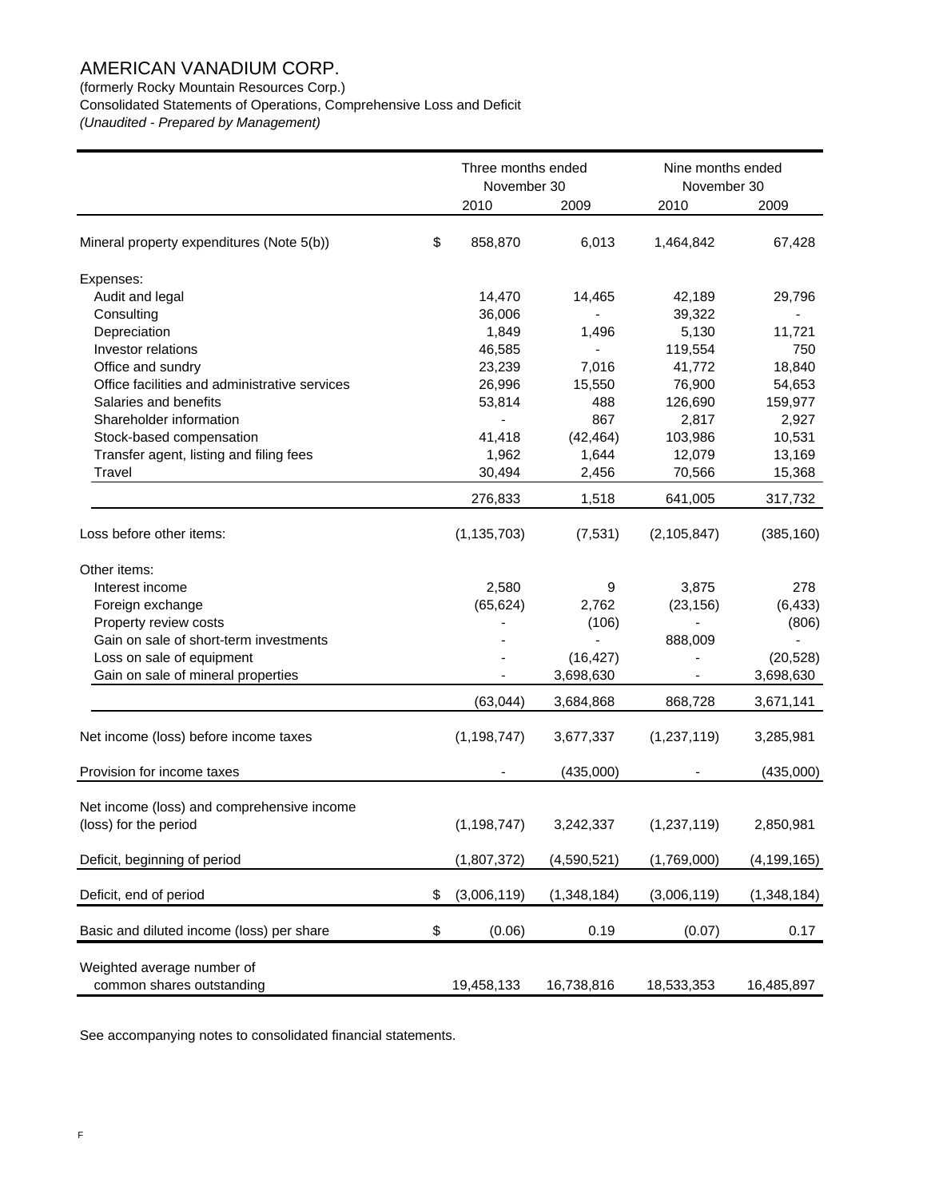# AMERICAN VANADIUM CORP.

(formerly Rocky Mountain Resources Corp.)

Consolidated Statements of Operations, Comprehensive Loss and Deficit

*(Unaudited - Prepared by Management)*

| | Three months ended November 30 | | Nine months ended November 30 | |
|---|---|---|---|---|
| | 2010 | 2009 | 2010 | 2009 |
| Mineral property expenditures (Note 5(b)) | $ 858,870 | 6,013 | 1,464,842 | 67,428 |
| Expenses: | | | | |
| Audit and legal | 14,470 | 14,465 | 42,189 | 29,796 |
| Consulting | 36,006 | - | 39,322 | - |
| Depreciation | 1,849 | 1,496 | 5,130 | 11,721 |
| Investor relations | 46,585 | - | 119,554 | 750 |
| Office and sundry | 23,239 | 7,016 | 41,772 | 18,840 |
| Office facilities and administrative services | 26,996 | 15,550 | 76,900 | 54,653 |
| Salaries and benefits | 53,814 | 488 | 126,690 | 159,977 |
| Shareholder information | - | 867 | 2,817 | 2,927 |
| Stock-based compensation | 41,418 | (42,464) | 103,986 | 10,531 |
| Transfer agent, listing and filing fees | 1,962 | 1,644 | 12,079 | 13,169 |
| Travel | 30,494 | 2,456 | 70,566 | 15,368 |
| | 276,833 | 1,518 | 641,005 | 317,732 |
| Loss before other items: | (1,135,703) | (7,531) | (2,105,847) | (385,160) |
| Other items: | | | | |
| Interest income | 2,580 | 9 | 3,875 | 278 |
| Foreign exchange | (65,624) | 2,762 | (23,156) | (6,433) |
| Property review costs | - | (106) | - | (806) |
| Gain on sale of short-term investments | - | - | 888,009 | - |
| Loss on sale of equipment | - | (16,427) | - | (20,528) |
| Gain on sale of mineral properties | - | 3,698,630 | - | 3,698,630 |
| | (63,044) | 3,684,868 | 868,728 | 3,671,141 |
| Net income (loss) before income taxes | (1,198,747) | 3,677,337 | (1,237,119) | 3,285,981 |
| Provision for income taxes | - | (435,000) | - | (435,000) |
| Net income (loss) and comprehensive income (loss) for the period | (1,198,747) | 3,242,337 | (1,237,119) | 2,850,981 |
| Deficit, beginning of period | (1,807,372) | (4,590,521) | (1,769,000) | (4,199,165) |
| Deficit, end of period | $ (3,006,119) | (1,348,184) | (3,006,119) | (1,348,184) |
| Basic and diluted income (loss) per share | $ (0.06) | 0.19 | (0.07) | 0.17 |
| Weighted average number of common shares outstanding | 19,458,133 | 16,738,816 | 18,533,353 | 16,485,897 |

See accompanying notes to consolidated financial statements.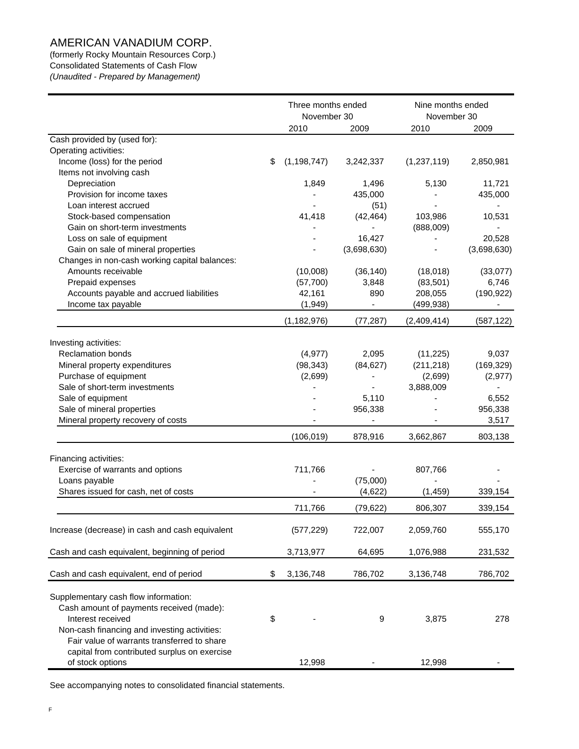# AMERICAN VANADIUM CORP.

(formerly Rocky Mountain Resources Corp.)
Consolidated Statements of Cash Flow
*(Unaudited - Prepared by Management)*

| | Three months ended November 30 | | Nine months ended November 30 | |
|---|---|---|---|---|
| | 2010 | 2009 | 2010 | 2009 |
| Cash provided by (used for): | | | | |
| Operating activities: | | | | |
| Income (loss) for the period | $ (1,198,747) | 3,242,337 | (1,237,119) | 2,850,981 |
| Items not involving cash | | | | |
| Depreciation | 1,849 | 1,496 | 5,130 | 11,721 |
| Provision for income taxes | - | 435,000 | - | 435,000 |
| Loan interest accrued | - | (51) | - | - |
| Stock-based compensation | 41,418 | (42,464) | 103,986 | 10,531 |
| Gain on short-term investments | - | - | (888,009) | - |
| Loss on sale of equipment | - | 16,427 | - | 20,528 |
| Gain on sale of mineral properties | - | (3,698,630) | - | (3,698,630) |
| Changes in non-cash working capital balances: | | | | |
| Amounts receivable | (10,008) | (36,140) | (18,018) | (33,077) |
| Prepaid expenses | (57,700) | 3,848 | (83,501) | 6,746 |
| Accounts payable and accrued liabilities | 42,161 | 890 | 208,055 | (190,922) |
| Income tax payable | (1,949) | - | (499,938) | - |
| | (1,182,976) | (77,287) | (2,409,414) | (587,122) |
| Investing activities: | | | | |
| Reclamation bonds | (4,977) | 2,095 | (11,225) | 9,037 |
| Mineral property expenditures | (98,343) | (84,627) | (211,218) | (169,329) |
| Purchase of equipment | (2,699) | - | (2,699) | (2,977) |
| Sale of short-term investments | - | - | 3,888,009 | - |
| Sale of equipment | - | 5,110 | - | 6,552 |
| Sale of mineral properties | - | 956,338 | - | 956,338 |
| Mineral property recovery of costs | - | - | - | 3,517 |
| | (106,019) | 878,916 | 3,662,867 | 803,138 |
| Financing activities: | | | | |
| Exercise of warrants and options | 711,766 | - | 807,766 | - |
| Loans payable | - | (75,000) | - | - |
| Shares issued for cash, net of costs | - | (4,622) | (1,459) | 339,154 |
| | 711,766 | (79,622) | 806,307 | 339,154 |
| Increase (decrease) in cash and cash equivalent | (577,229) | 722,007 | 2,059,760 | 555,170 |
| Cash and cash equivalent, beginning of period | 3,713,977 | 64,695 | 1,076,988 | 231,532 |
| Cash and cash equivalent, end of period | $ 3,136,748 | 786,702 | 3,136,748 | 786,702 |
| Supplementary cash flow information: | | | | |
| Cash amount of payments received (made): | | | | |
| Interest received | $ - | 9 | 3,875 | 278 |
| Non-cash financing and investing activities: | | | | |
| Fair value of warrants transferred to share capital from contributed surplus on exercise of stock options | 12,998 | - | 12,998 | - |

See accompanying notes to consolidated financial statements.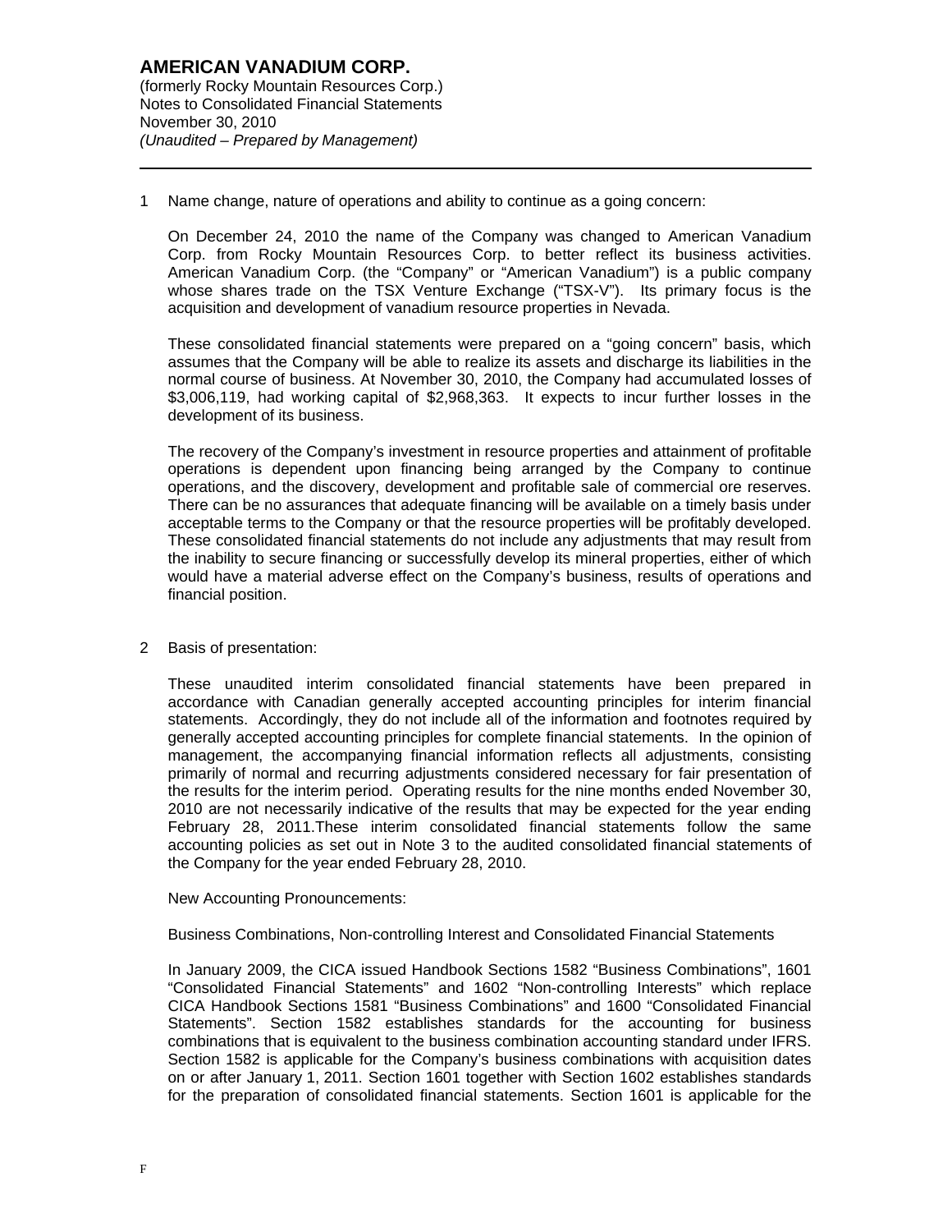1 Name change, nature of operations and ability to continue as a going concern:

On December 24, 2010 the name of the Company was changed to American Vanadium Corp. from Rocky Mountain Resources Corp. to better reflect its business activities. American Vanadium Corp. (the "Company" or "American Vanadium") is a public company whose shares trade on the TSX Venture Exchange ("TSX-V"). Its primary focus is the acquisition and development of vanadium resource properties in Nevada.

These consolidated financial statements were prepared on a "going concern" basis, which assumes that the Company will be able to realize its assets and discharge its liabilities in the normal course of business. At November 30, 2010, the Company had accumulated losses of $3,006,119, had working capital of $2,968,363. It expects to incur further losses in the development of its business.

The recovery of the Company's investment in resource properties and attainment of profitable operations is dependent upon financing being arranged by the Company to continue operations, and the discovery, development and profitable sale of commercial ore reserves. There can be no assurances that adequate financing will be available on a timely basis under acceptable terms to the Company or that the resource properties will be profitably developed. These consolidated financial statements do not include any adjustments that may result from the inability to secure financing or successfully develop its mineral properties, either of which would have a material adverse effect on the Company's business, results of operations and financial position.

2 Basis of presentation:

These unaudited interim consolidated financial statements have been prepared in accordance with Canadian generally accepted accounting principles for interim financial statements. Accordingly, they do not include all of the information and footnotes required by generally accepted accounting principles for complete financial statements. In the opinion of management, the accompanying financial information reflects all adjustments, consisting primarily of normal and recurring adjustments considered necessary for fair presentation of the results for the interim period. Operating results for the nine months ended November 30, 2010 are not necessarily indicative of the results that may be expected for the year ending February 28, 2011.These interim consolidated financial statements follow the same accounting policies as set out in Note 3 to the audited consolidated financial statements of the Company for the year ended February 28, 2010.

New Accounting Pronouncements:

Business Combinations, Non-controlling Interest and Consolidated Financial Statements

In January 2009, the CICA issued Handbook Sections 1582 "Business Combinations", 1601 "Consolidated Financial Statements" and 1602 "Non-controlling Interests" which replace CICA Handbook Sections 1581 "Business Combinations" and 1600 "Consolidated Financial Statements". Section 1582 establishes standards for the accounting for business combinations that is equivalent to the business combination accounting standard under IFRS. Section 1582 is applicable for the Company's business combinations with acquisition dates on or after January 1, 2011. Section 1601 together with Section 1602 establishes standards for the preparation of consolidated financial statements. Section 1601 is applicable for the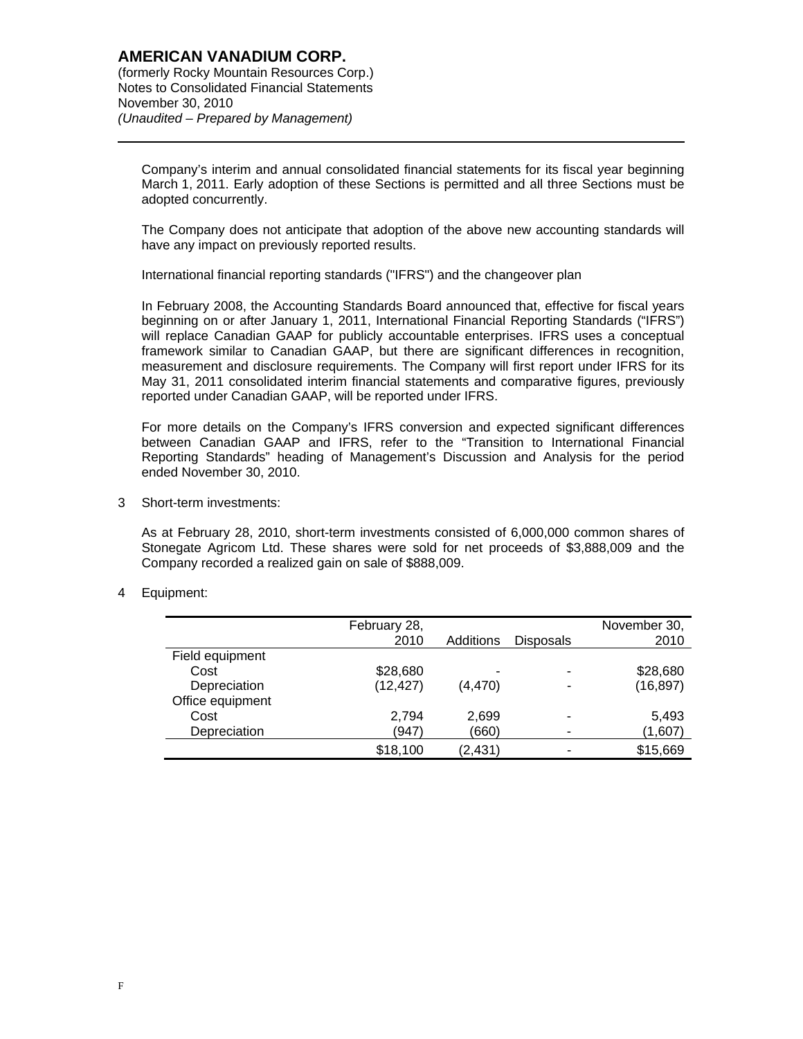Company's interim and annual consolidated financial statements for its fiscal year beginning March 1, 2011. Early adoption of these Sections is permitted and all three Sections must be adopted concurrently.

The Company does not anticipate that adoption of the above new accounting standards will have any impact on previously reported results.

International financial reporting standards ("IFRS") and the changeover plan

In February 2008, the Accounting Standards Board announced that, effective for fiscal years beginning on or after January 1, 2011, International Financial Reporting Standards ("IFRS") will replace Canadian GAAP for publicly accountable enterprises. IFRS uses a conceptual framework similar to Canadian GAAP, but there are significant differences in recognition, measurement and disclosure requirements. The Company will first report under IFRS for its May 31, 2011 consolidated interim financial statements and comparative figures, previously reported under Canadian GAAP, will be reported under IFRS.

For more details on the Company's IFRS conversion and expected significant differences between Canadian GAAP and IFRS, refer to the "Transition to International Financial Reporting Standards" heading of Management's Discussion and Analysis for the period ended November 30, 2010.

3 Short-term investments:

As at February 28, 2010, short-term investments consisted of 6,000,000 common shares of Stonegate Agricom Ltd. These shares were sold for net proceeds of $3,888,009 and the Company recorded a realized gain on sale of $888,009.

4 Equipment:

| | February 28, 2010 | Additions | Disposals | November 30, 2010 |
|---|---|---|---|---|
| Field equipment | | | | |
| Cost | $28,680 | - | - | $28,680 |
| Depreciation | (12,427) | (4,470) | - | (16,897) |
| Office equipment | | | | |
| Cost | 2,794 | 2,699 | - | 5,493 |
| Depreciation | (947) | (660) | - | (1,607) |
| | $18,100 | (2,431) | - | $15,669 |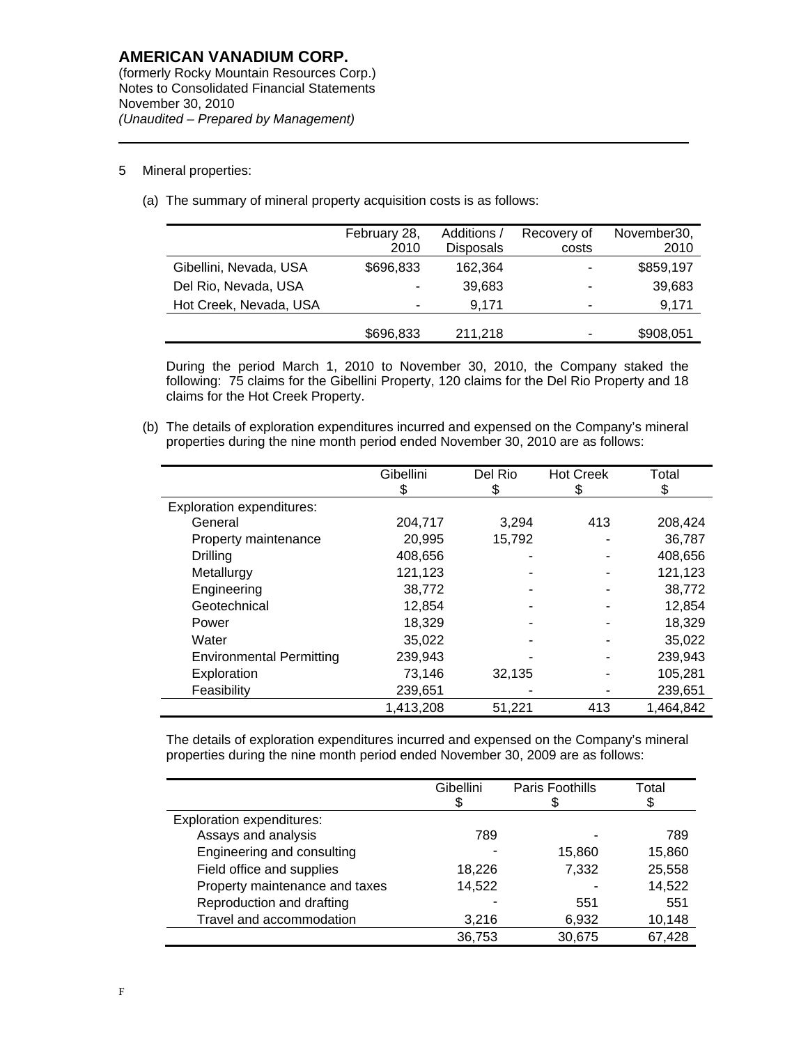# AMERICAN VANADIUM CORP.

(formerly Rocky Mountain Resources Corp.)
Notes to Consolidated Financial Statements
November 30, 2010
*(Unaudited – Prepared by Management)*

5 Mineral properties:

(a) The summary of mineral property acquisition costs is as follows:

| | February 28, 2010 | Additions / Disposals | Recovery of costs | November30, 2010 |
|---|---|---|---|---|
| Gibellini, Nevada, USA | $696,833 | 162,364 | - | $859,197 |
| Del Rio, Nevada, USA | - | 39,683 | - | 39,683 |
| Hot Creek, Nevada, USA | - | 9,171 | - | 9,171 |
| | $696,833 | 211,218 | - | $908,051 |

During the period March 1, 2010 to November 30, 2010, the Company staked the following: 75 claims for the Gibellini Property, 120 claims for the Del Rio Property and 18 claims for the Hot Creek Property.

(b) The details of exploration expenditures incurred and expensed on the Company's mineral properties during the nine month period ended November 30, 2010 are as follows:

| | Gibellini $ | Del Rio $ | Hot Creek $ | Total $ |
|---|---|---|---|---|
| Exploration expenditures: | | | | |
| General | 204,717 | 3,294 | 413 | 208,424 |
| Property maintenance | 20,995 | 15,792 | - | 36,787 |
| Drilling | 408,656 | - | - | 408,656 |
| Metallurgy | 121,123 | - | - | 121,123 |
| Engineering | 38,772 | - | - | 38,772 |
| Geotechnical | 12,854 | - | - | 12,854 |
| Power | 18,329 | - | - | 18,329 |
| Water | 35,022 | - | - | 35,022 |
| Environmental Permitting | 239,943 | - | - | 239,943 |
| Exploration | 73,146 | 32,135 | - | 105,281 |
| Feasibility | 239,651 | - | - | 239,651 |
| | 1,413,208 | 51,221 | 413 | 1,464,842 |

The details of exploration expenditures incurred and expensed on the Company's mineral properties during the nine month period ended November 30, 2009 are as follows:

| | Gibellini $ | Paris Foothills $ | Total $ |
|---|---|---|---|
| Exploration expenditures: | | | |
| Assays and analysis | 789 | - | 789 |
| Engineering and consulting | - | 15,860 | 15,860 |
| Field office and supplies | 18,226 | 7,332 | 25,558 |
| Property maintenance and taxes | 14,522 | - | 14,522 |
| Reproduction and drafting | - | 551 | 551 |
| Travel and accommodation | 3,216 | 6,932 | 10,148 |
| | 36,753 | 30,675 | 67,428 |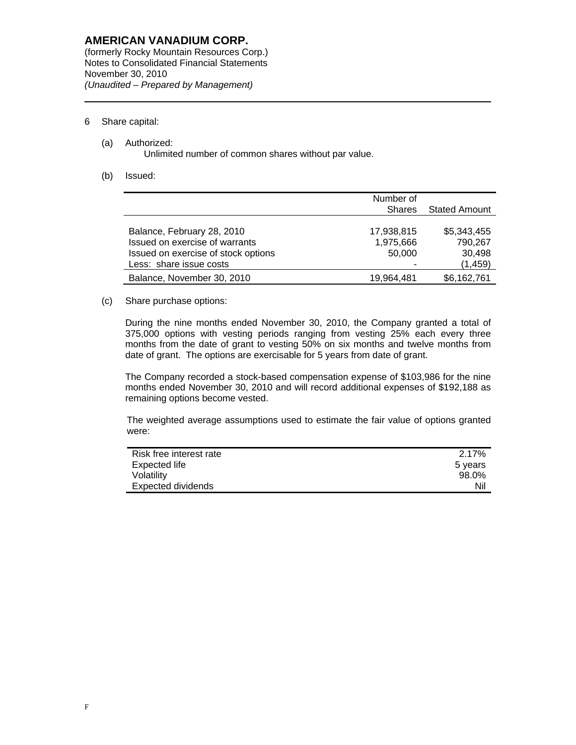# AMERICAN VANADIUM CORP.

(formerly Rocky Mountain Resources Corp.)
Notes to Consolidated Financial Statements
November 30, 2010
*(Unaudited – Prepared by Management)*

6 Share capital:

(a) Authorized:

Unlimited number of common shares without par value.

(b) Issued:

| | Number of Shares | Stated Amount |
|---|---|---|
| Balance, February 28, 2010 | 17,938,815 | $5,343,455 |
| Issued on exercise of warrants | 1,975,666 | 790,267 |
| Issued on exercise of stock options | 50,000 | 30,498 |
| Less: share issue costs | - | (1,459) |
| Balance, November 30, 2010 | 19,964,481 | $6,162,761 |

(c) Share purchase options:

During the nine months ended November 30, 2010, the Company granted a total of 375,000 options with vesting periods ranging from vesting 25% each every three months from the date of grant to vesting 50% on six months and twelve months from date of grant. The options are exercisable for 5 years from date of grant.

The Company recorded a stock-based compensation expense of $103,986 for the nine months ended November 30, 2010 and will record additional expenses of $192,188 as remaining options become vested.

The weighted average assumptions used to estimate the fair value of options granted were:

| | |
|---|---|
| Risk free interest rate | 2.17% |
| Expected life | 5 years |
| Volatility | 98.0% |
| Expected dividends | Nil |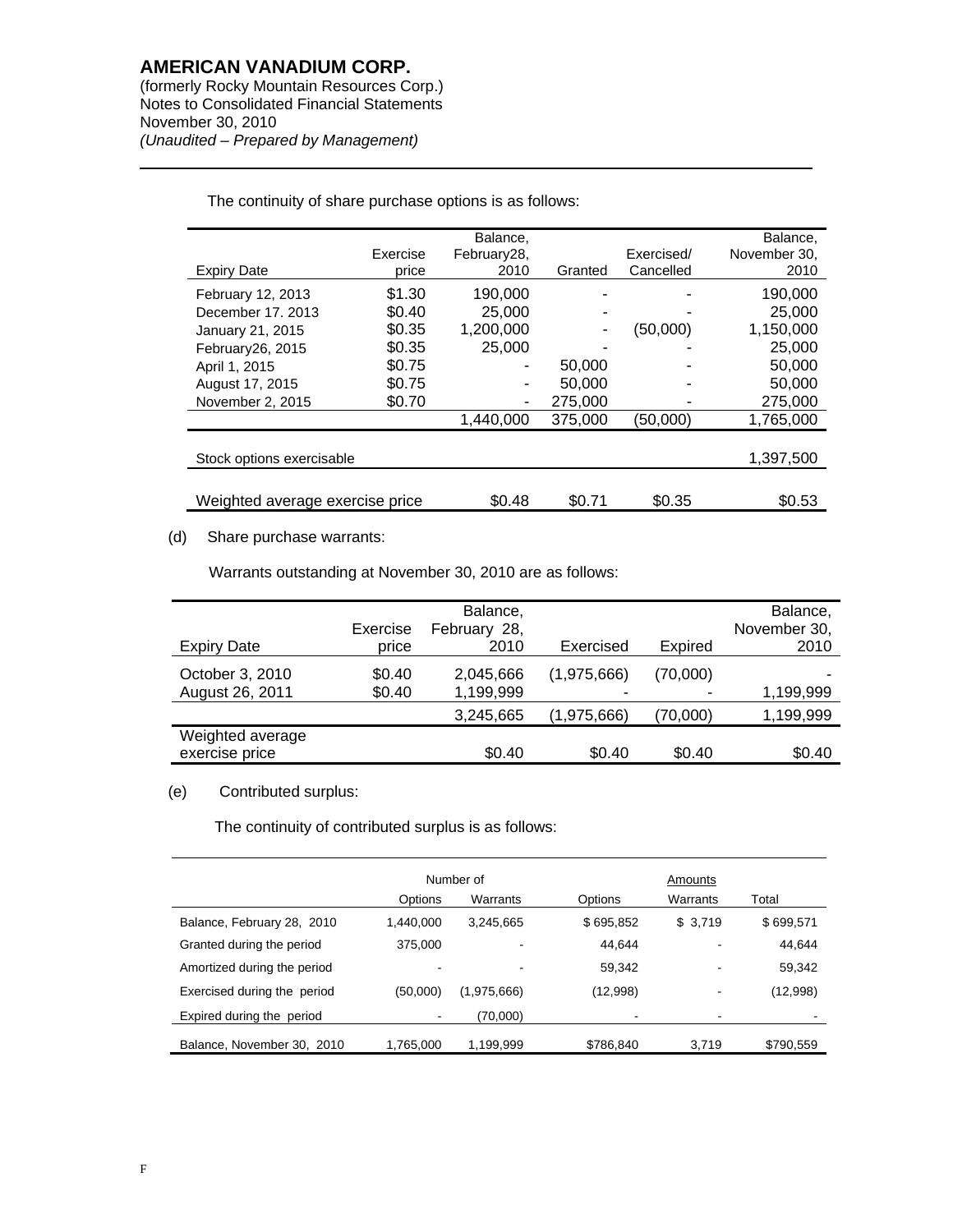The continuity of share purchase options is as follows:

| Expiry Date | Exercise price | Balance, February28, 2010 | Granted | Exercised/ Cancelled | Balance, November 30, 2010 |
|---|---|---|---|---|---|
| February 12, 2013 | $1.30 | 190,000 | - | - | 190,000 |
| December 17. 2013 | $0.40 | 25,000 | - | - | 25,000 |
| January 21, 2015 | $0.35 | 1,200,000 | - | (50,000) | 1,150,000 |
| February26, 2015 | $0.35 | 25,000 | - | - | 25,000 |
| April 1, 2015 | $0.75 | - | 50,000 | - | 50,000 |
| August 17, 2015 | $0.75 | - | 50,000 | - | 50,000 |
| November 2, 2015 | $0.70 | - | 275,000 | - | 275,000 |
| | | 1,440,000 | 375,000 | (50,000) | 1,765,000 |
| Stock options exercisable | | | | | 1,397,500 |
| Weighted average exercise price | | $0.48 | $0.71 | $0.35 | $0.53 |

(d) Share purchase warrants:

Warrants outstanding at November 30, 2010 are as follows:

| Expiry Date | Exercise price | Balance, February 28, 2010 | Exercised | Expired | Balance, November 30, 2010 |
|---|---|---|---|---|---|
| October 3, 2010 | $0.40 | 2,045,666 | (1,975,666) | (70,000) | - |
| August 26, 2011 | $0.40 | 1,199,999 | - | - | 1,199,999 |
| | | 3,245,665 | (1,975,666) | (70,000) | 1,199,999 |
| Weighted average exercise price | | $0.40 | $0.40 | $0.40 | $0.40 |

(e) Contributed surplus:

The continuity of contributed surplus is as follows:

| | Number of | | Amounts | | |
|---|---|---|---|---|---|
| | Options | Warrants | Options | Warrants | Total |
| Balance, February 28, 2010 | 1,440,000 | 3,245,665 | $ 695,852 | $ 3,719 | $ 699,571 |
| Granted during the period | 375,000 | - | 44,644 | - | 44,644 |
| Amortized during the period | - | - | 59,342 | - | 59,342 |
| Exercised during the period | (50,000) | (1,975,666) | (12,998) | - | (12,998) |
| Expired during the period | - | (70,000) | - | - | - |
| Balance, November 30, 2010 | 1,765,000 | 1,199,999 | $786,840 | 3,719 | $790,559 |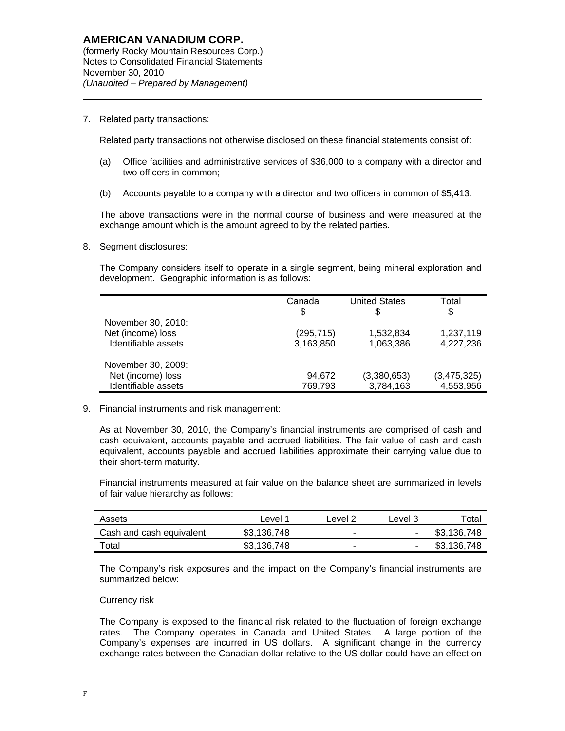7. Related party transactions:

   Related party transactions not otherwise disclosed on these financial statements consist of:

   (a) Office facilities and administrative services of $36,000 to a company with a director and two officers in common;

   (b) Accounts payable to a company with a director and two officers in common of $5,413.

   The above transactions were in the normal course of business and were measured at the exchange amount which is the amount agreed to by the related parties.

8. Segment disclosures:

   The Company considers itself to operate in a single segment, being mineral exploration and development. Geographic information is as follows:

| | Canada<br>$ | United States<br>$ | Total<br>$ |
|---|---|---|---|
| November 30, 2010: | | | |
| Net (income) loss | (295,715) | 1,532,834 | 1,237,119 |
| Identifiable assets | 3,163,850 | 1,063,386 | 4,227,236 |
| November 30, 2009: | | | |
| Net (income) loss | 94,672 | (3,380,653) | (3,475,325) |
| Identifiable assets | 769,793 | 3,784,163 | 4,553,956 |

9. Financial instruments and risk management:

   As at November 30, 2010, the Company's financial instruments are comprised of cash and cash equivalent, accounts payable and accrued liabilities. The fair value of cash and cash equivalent, accounts payable and accrued liabilities approximate their carrying value due to their short-term maturity.

   Financial instruments measured at fair value on the balance sheet are summarized in levels of fair value hierarchy as follows:

| Assets | Level 1 | Level 2 | Level 3 | Total |
|---|---|---|---|---|
| Cash and cash equivalent | $3,136,748 | - | - | $3,136,748 |
| Total | $3,136,748 | - | - | $3,136,748 |

   The Company's risk exposures and the impact on the Company's financial instruments are summarized below:

   Currency risk

   The Company is exposed to the financial risk related to the fluctuation of foreign exchange rates. The Company operates in Canada and United States. A large portion of the Company's expenses are incurred in US dollars. A significant change in the currency exchange rates between the Canadian dollar relative to the US dollar could have an effect on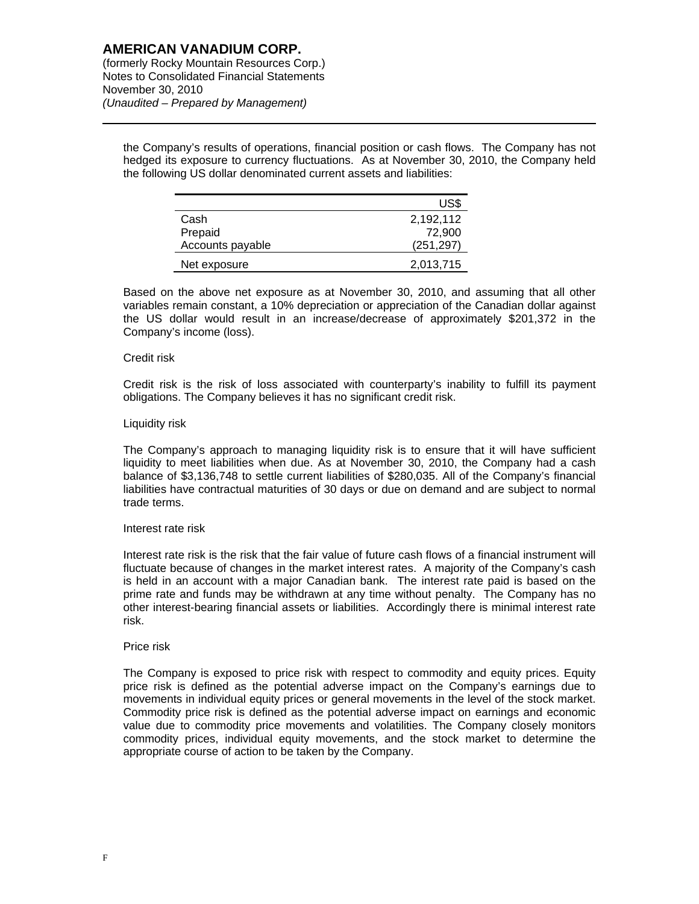the Company's results of operations, financial position or cash flows. The Company has not hedged its exposure to currency fluctuations. As at November 30, 2010, the Company held the following US dollar denominated current assets and liabilities:

| | US$ |
|---|---|
| Cash | 2,192,112 |
| Prepaid | 72,900 |
| Accounts payable | (251,297) |
| Net exposure | 2,013,715 |

Based on the above net exposure as at November 30, 2010, and assuming that all other variables remain constant, a 10% depreciation or appreciation of the Canadian dollar against the US dollar would result in an increase/decrease of approximately $201,372 in the Company's income (loss).

Credit risk

Credit risk is the risk of loss associated with counterparty's inability to fulfill its payment obligations. The Company believes it has no significant credit risk.

Liquidity risk

The Company's approach to managing liquidity risk is to ensure that it will have sufficient liquidity to meet liabilities when due. As at November 30, 2010, the Company had a cash balance of $3,136,748 to settle current liabilities of $280,035. All of the Company's financial liabilities have contractual maturities of 30 days or due on demand and are subject to normal trade terms.

Interest rate risk

Interest rate risk is the risk that the fair value of future cash flows of a financial instrument will fluctuate because of changes in the market interest rates. A majority of the Company's cash is held in an account with a major Canadian bank. The interest rate paid is based on the prime rate and funds may be withdrawn at any time without penalty. The Company has no other interest-bearing financial assets or liabilities. Accordingly there is minimal interest rate risk.

Price risk

The Company is exposed to price risk with respect to commodity and equity prices. Equity price risk is defined as the potential adverse impact on the Company's earnings due to movements in individual equity prices or general movements in the level of the stock market. Commodity price risk is defined as the potential adverse impact on earnings and economic value due to commodity price movements and volatilities. The Company closely monitors commodity prices, individual equity movements, and the stock market to determine the appropriate course of action to be taken by the Company.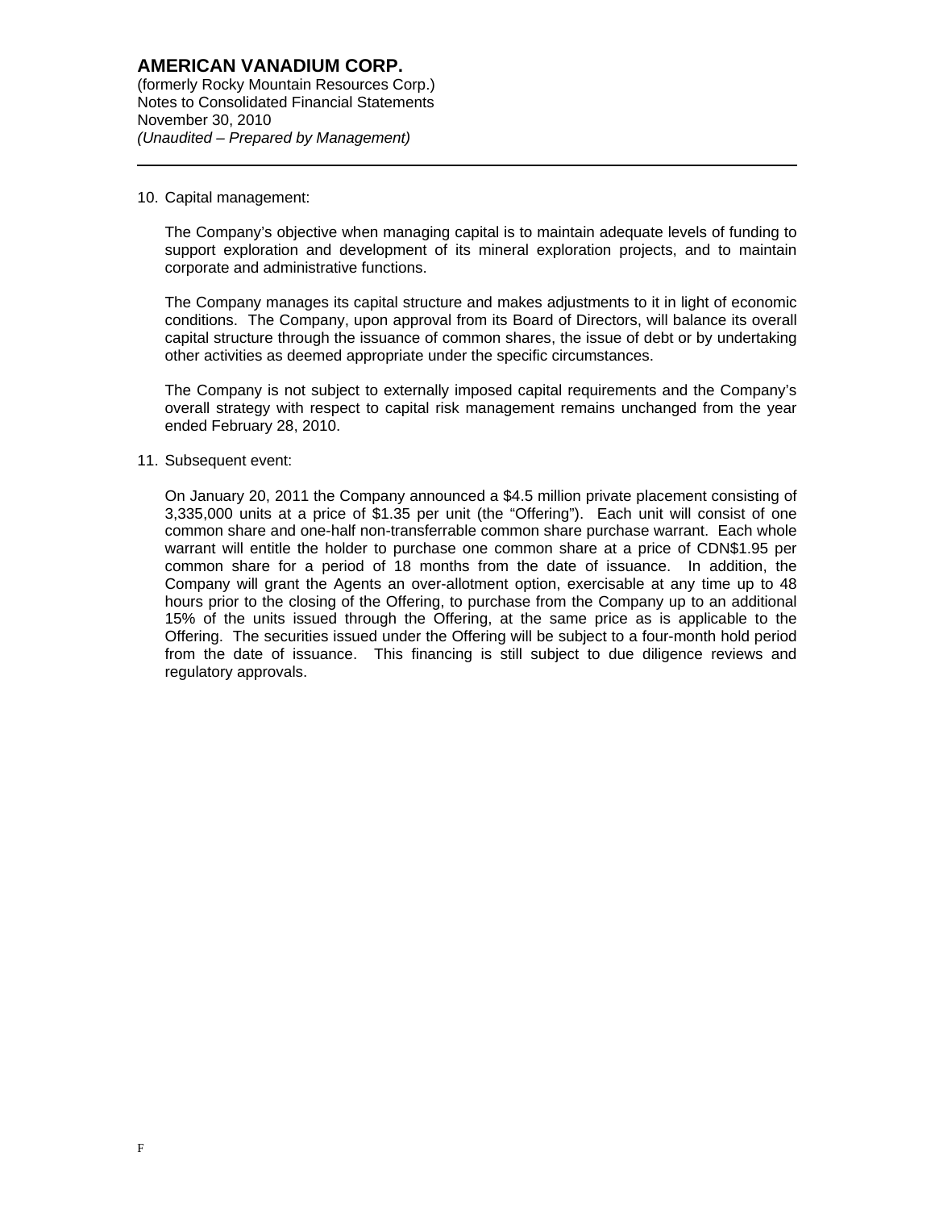10. Capital management:

    The Company's objective when managing capital is to maintain adequate levels of funding to support exploration and development of its mineral exploration projects, and to maintain corporate and administrative functions.

    The Company manages its capital structure and makes adjustments to it in light of economic conditions. The Company, upon approval from its Board of Directors, will balance its overall capital structure through the issuance of common shares, the issue of debt or by undertaking other activities as deemed appropriate under the specific circumstances.

    The Company is not subject to externally imposed capital requirements and the Company's overall strategy with respect to capital risk management remains unchanged from the year ended February 28, 2010.

11. Subsequent event:

    On January 20, 2011 the Company announced a $4.5 million private placement consisting of 3,335,000 units at a price of $1.35 per unit (the "Offering"). Each unit will consist of one common share and one-half non-transferrable common share purchase warrant. Each whole warrant will entitle the holder to purchase one common share at a price of CDN$1.95 per common share for a period of 18 months from the date of issuance. In addition, the Company will grant the Agents an over-allotment option, exercisable at any time up to 48 hours prior to the closing of the Offering, to purchase from the Company up to an additional 15% of the units issued through the Offering, at the same price as is applicable to the Offering. The securities issued under the Offering will be subject to a four-month hold period from the date of issuance. This financing is still subject to due diligence reviews and regulatory approvals.